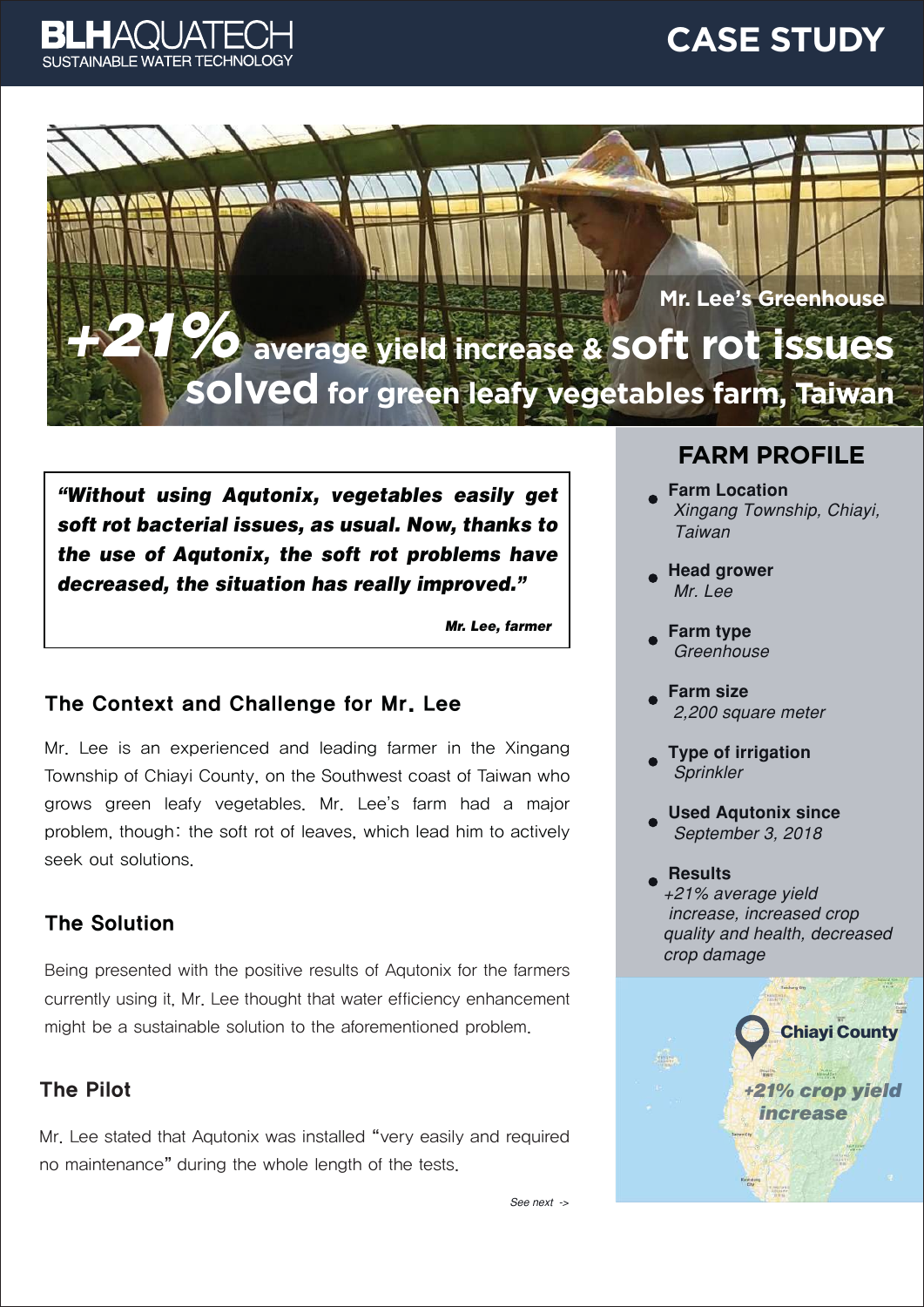**BLHAQUATECH**
SUSTAINABLE WATER TECHNOLOGY

# CASE STUDY

Mr. Lee's Greenhouse

## +21% average yield increase & soft rot issues solved for green leafy vegetables farm, Taiwan

> ***"Without using Aqtutonix, vegetables easily get soft rot bacterial issues, as usual. Now, thanks to the use of Aqtutonix, the soft rot problems have decreased, the situation has really improved."***
>
> ***Mr. Lee, farmer***

### The Context and Challenge for Mr. Lee

Mr. Lee is an experienced and leading farmer in the Xingang Township of Chiayi County, on the Southwest coast of Taiwan who grows green leafy vegetables. Mr. Lee's farm had a major problem, though: the soft rot of leaves, which lead him to actively seek out solutions.

### The Solution

Being presented with the positive results of Aqutonix for the farmers currently using it, Mr. Lee thought that water efficiency enhancement might be a sustainable solution to the aforementioned problem.

### The Pilot

Mr. Lee stated that Aqutonix was installed "very easily and required no maintenance" during the whole length of the tests.

*See next ->*

## FARM PROFILE

- **Farm Location**
  *Xingang Township, Chiayi, Taiwan*
- **Head grower**
  *Mr. Lee*
- **Farm type**
  *Greenhouse*
- **Farm size**
  *2,200 square meter*
- **Type of irrigation**
  *Sprinkler*
- **Used Aqutonix since**
  *September 3, 2018*
- **Results**
  *+21% average yield increase, increased crop quality and health, decreased crop damage*

**Chiayi County**

***+21% crop yield increase***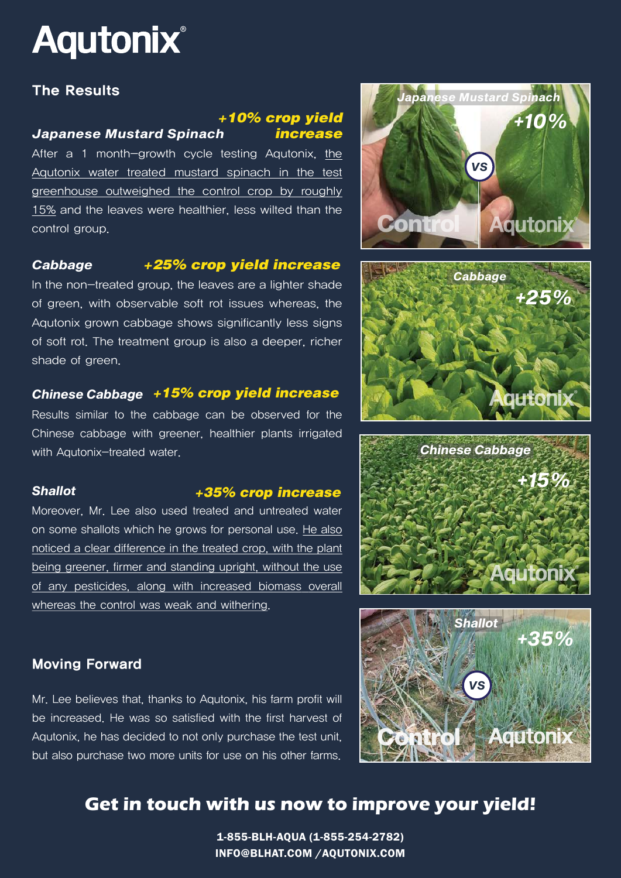# Aqutonix®

## The Results

### *Japanese Mustard Spinach* — *+10% crop yield increase*

After a 1 month-growth cycle testing Aqutonix, the Aqutonix water treated mustard spinach in the test greenhouse outweighed the control crop by roughly 15% and the leaves were healthier, less wilted than the control group.

### *Cabbage* — *+25% crop yield increase*

In the non-treated group, the leaves are a lighter shade of green, with observable soft rot issues whereas, the Aqutonix grown cabbage shows significantly less signs of soft rot. The treatment group is also a deeper, richer shade of green.

### *Chinese Cabbage* — *+15% crop yield increase*

Results similar to the cabbage can be observed for the Chinese cabbage with greener, healthier plants irrigated with Aqutonix-treated water.

### *Shallot* — *+35% crop increase*

Moreover, Mr. Lee also used treated and untreated water on some shallots which he grows for personal use. He also noticed a clear difference in the treated crop, with the plant being greener, firmer and standing upright, without the use of any pesticides, along with increased biomass overall whereas the control was weak and withering.

## Moving Forward

Mr. Lee believes that, thanks to Aqutonix, his farm profit will be increased. He was so satisfied with the first harvest of Aqutonix, he has decided to not only purchase the test unit, but also purchase two more units for use on his other farms.

Japanese Mustard Spinach
+10%
Control VS Aqutonix

Cabbage
+25%
Aqutonix

Chinese Cabbage
+15%
Aqutonix

Shallot
+35%
Control VS Aqutonix

**Get in touch with us now to improve your yield!**

**1-855-BLH-AQUA (1-855-254-2782)**
**INFO@BLHAT.COM / AQUTONIX.COM**